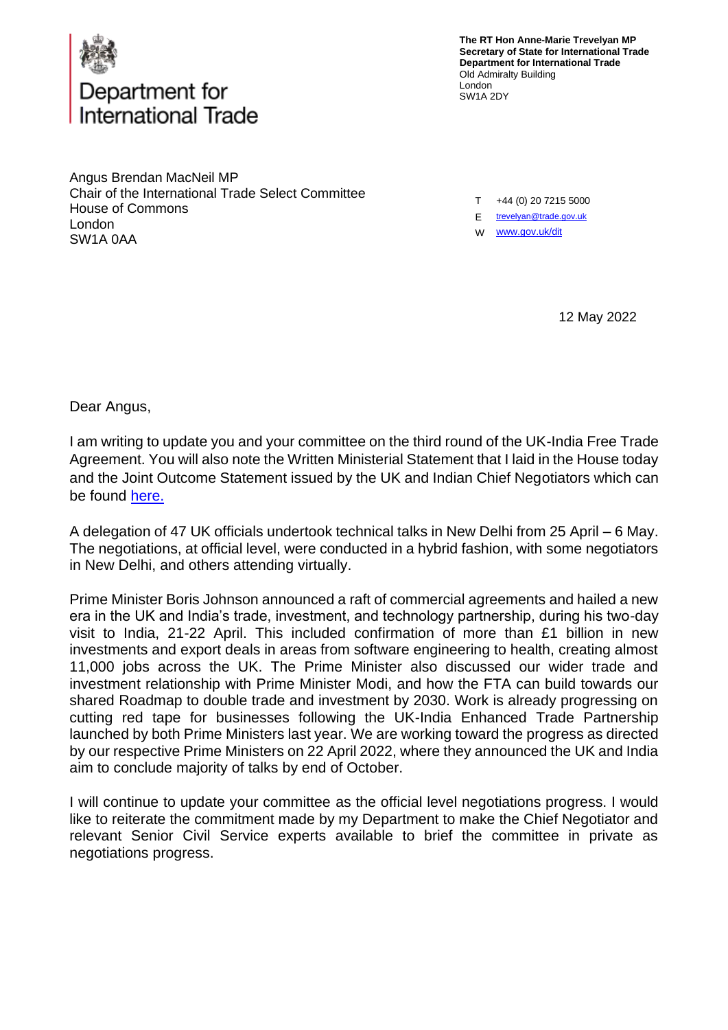Department for International Trade

**The RT Hon Anne-Marie Trevelyan MP**
**Secretary of State for International Trade**
**Department for International Trade**
Old Admiralty Building
London
SW1A 2DY

Angus Brendan MacNeil MP
Chair of the International Trade Select Committee
House of Commons
London
SW1A 0AA

T +44 (0) 20 7215 5000
E [trevelyan@trade.gov.uk](mailto:trevelyan@trade.gov.uk)
W [www.gov.uk/dit](http://www.gov.uk/dit)

12 May 2022

Dear Angus,

I am writing to update you and your committee on the third round of the UK-India Free Trade Agreement. You will also note the Written Ministerial Statement that I laid in the House today and the Joint Outcome Statement issued by the UK and Indian Chief Negotiators which can be found here.

A delegation of 47 UK officials undertook technical talks in New Delhi from 25 April – 6 May. The negotiations, at official level, were conducted in a hybrid fashion, with some negotiators in New Delhi, and others attending virtually.

Prime Minister Boris Johnson announced a raft of commercial agreements and hailed a new era in the UK and India's trade, investment, and technology partnership, during his two-day visit to India, 21-22 April. This included confirmation of more than £1 billion in new investments and export deals in areas from software engineering to health, creating almost 11,000 jobs across the UK. The Prime Minister also discussed our wider trade and investment relationship with Prime Minister Modi, and how the FTA can build towards our shared Roadmap to double trade and investment by 2030. Work is already progressing on cutting red tape for businesses following the UK-India Enhanced Trade Partnership launched by both Prime Ministers last year. We are working toward the progress as directed by our respective Prime Ministers on 22 April 2022, where they announced the UK and India aim to conclude majority of talks by end of October.

I will continue to update your committee as the official level negotiations progress. I would like to reiterate the commitment made by my Department to make the Chief Negotiator and relevant Senior Civil Service experts available to brief the committee in private as negotiations progress.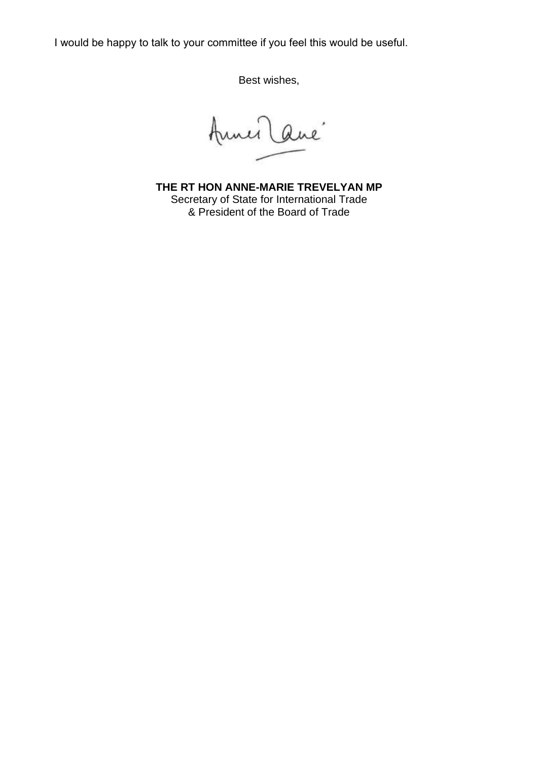I would be happy to talk to your committee if you feel this would be useful.

Best wishes,

**THE RT HON ANNE-MARIE TREVELYAN MP**
Secretary of State for International Trade
& President of the Board of Trade